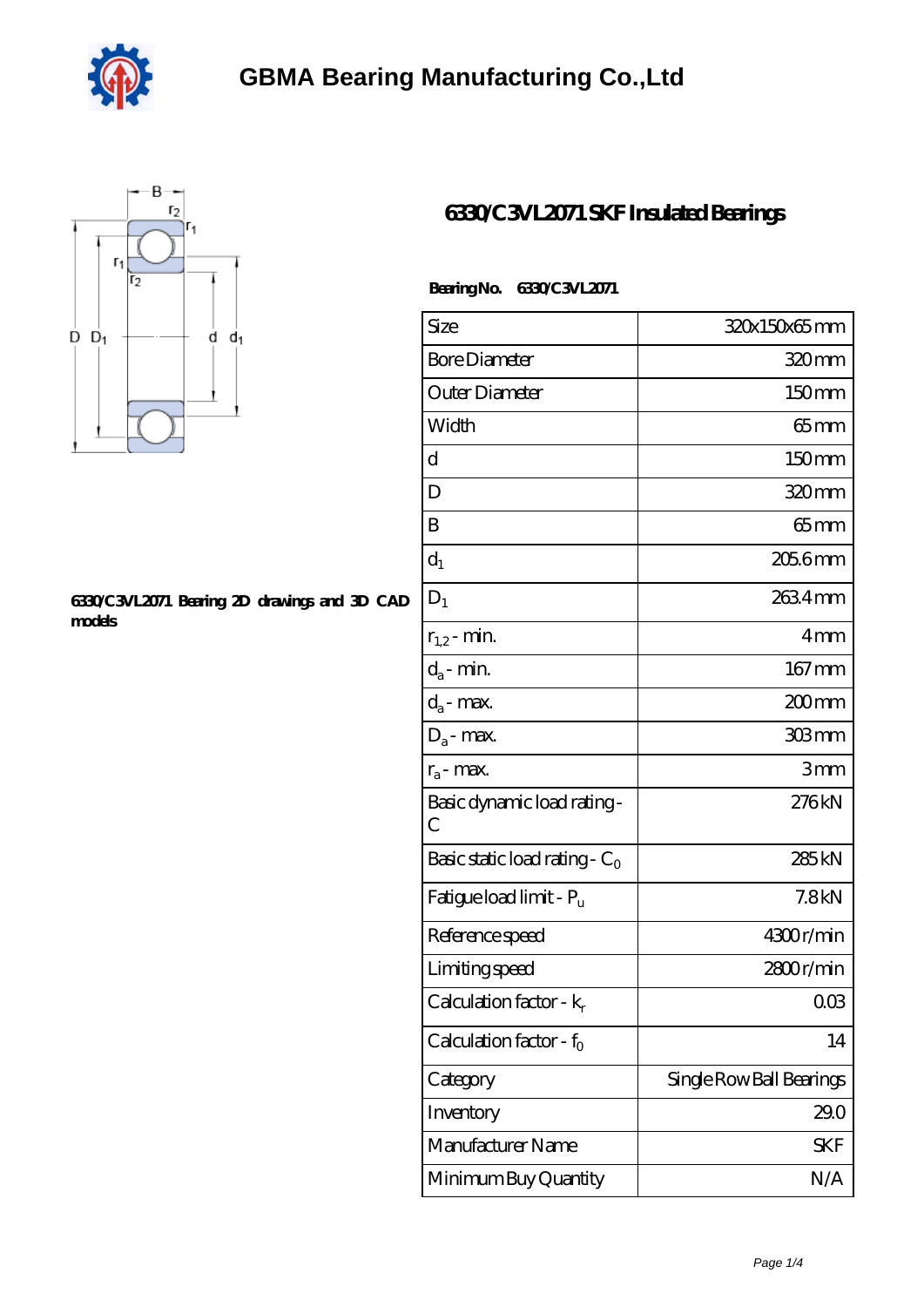# GBMA Bearing Manufacturing Co.,Ltd

## 6330/C3VL2071 SKF Insulated Bearings

**Bearing No.** 6330/C3VL2071

6330/C3VL2071 Bearing 2D drawings and 3D CAD models

| Size | 320x150x65 mm |
|---|---|
| Bore Diameter | 320 mm |
| Outer Diameter | 150 mm |
| Width | 65 mm |
| d | 150 mm |
| D | 320 mm |
| B | 65 mm |
| $d_1$ | 205.6 mm |
| $D_1$ | 263.4 mm |
| $r_{1,2}$ - min. | 4 mm |
| $d_a$ - min. | 167 mm |
| $d_a$ - max. | 200 mm |
| $D_a$ - max. | 303 mm |
| $r_a$ - max. | 3 mm |
| Basic dynamic load rating - C | 276 kN |
| Basic static load rating - $C_0$ | 285 kN |
| Fatigue load limit - $P_u$ | 7.8 kN |
| Reference speed | 4300 r/min |
| Limiting speed | 2800 r/min |
| Calculation factor - $k_r$ | 0.03 |
| Calculation factor - $f_0$ | 14 |
| Category | Single Row Ball Bearings |
| Inventory | 29.0 |
| Manufacturer Name | SKF |
| Minimum Buy Quantity | N/A |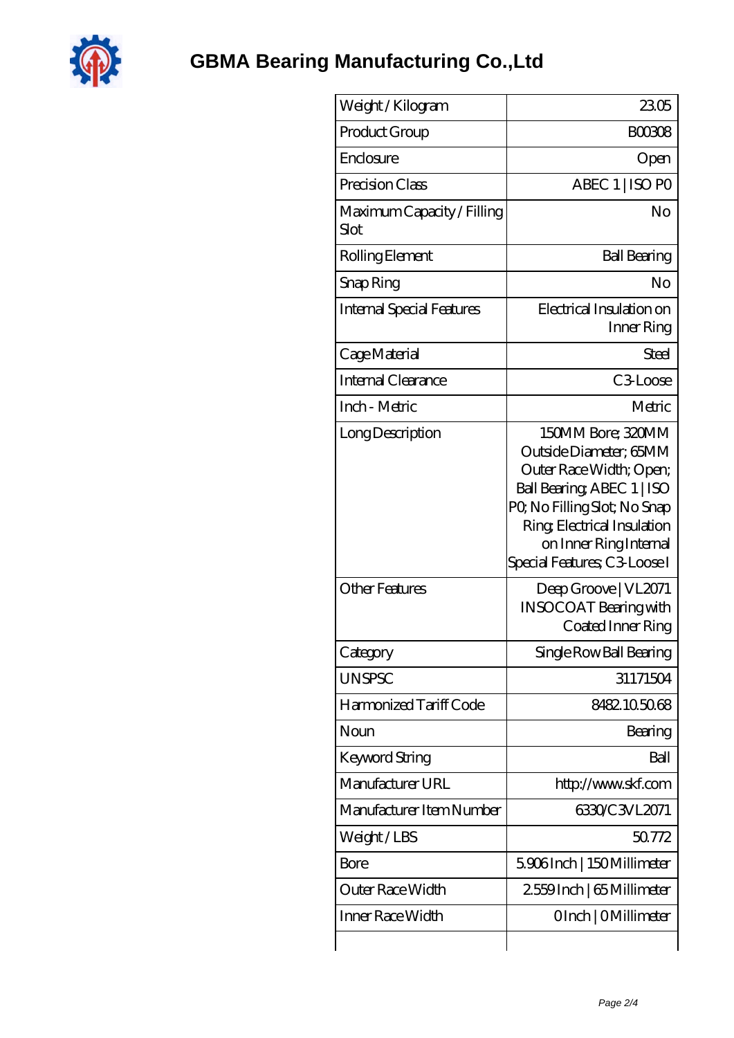| Weight / Kilogram | 23.05 |
|---|---|
| Product Group | B00308 |
| Enclosure | Open |
| Precision Class | ABEC 1 \| ISO P0 |
| Maximum Capacity / Filling Slot | No |
| Rolling Element | Ball Bearing |
| Snap Ring | No |
| Internal Special Features | Electrical Insulation on Inner Ring |
| Cage Material | Steel |
| Internal Clearance | C3-Loose |
| Inch - Metric | Metric |
| Long Description | 150MM Bore; 320MM Outside Diameter; 65MM Outer Race Width; Open; Ball Bearing; ABEC 1 \| ISO P0; No Filling Slot; No Snap Ring; Electrical Insulation on Inner Ring Internal Special Features; C3-Loose I |
| Other Features | Deep Groove \| VL2071 INSOCOAT Bearing with Coated Inner Ring |
| Category | Single Row Ball Bearing |
| UNSPSC | 31171504 |
| Harmonized Tariff Code | 8482.10.50.68 |
| Noun | Bearing |
| Keyword String | Ball |
| Manufacturer URL | http://www.skf.com |
| Manufacturer Item Number | 6330/C3VL2071 |
| Weight / LBS | 50.772 |
| Bore | 5.906 Inch \| 150 Millimeter |
| Outer Race Width | 2.559 Inch \| 65 Millimeter |
| Inner Race Width | 0 Inch \| 0 Millimeter |
| | |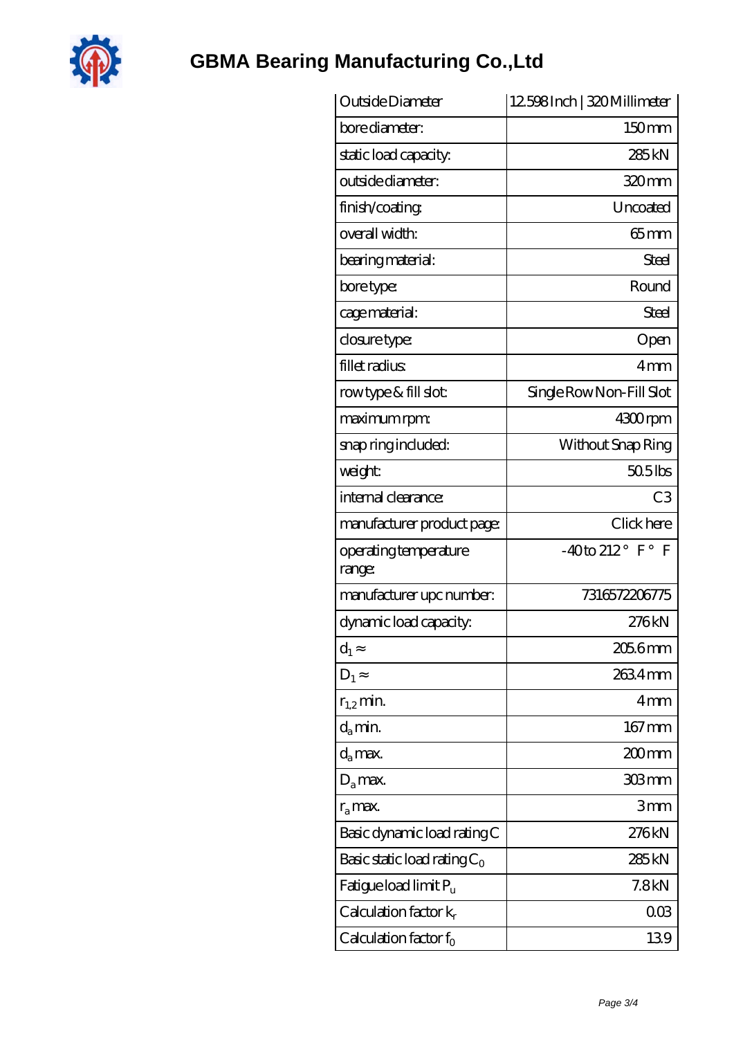# GBMA Bearing Manufacturing Co.,Ltd

| Outside Diameter | 12.598 Inch \| 320 Millimeter |
|---|---|
| bore diameter: | 150 mm |
| static load capacity: | 285 kN |
| outside diameter: | 320 mm |
| finish/coating: | Uncoated |
| overall width: | 65 mm |
| bearing material: | Steel |
| bore type: | Round |
| cage material: | Steel |
| closure type: | Open |
| fillet radius: | 4 mm |
| row type & fill slot: | Single Row Non-Fill Slot |
| maximum rpm: | 4300 rpm |
| snap ring included: | Without Snap Ring |
| weight: | 50.5 lbs |
| internal clearance: | C3 |
| manufacturer product page: | Click here |
| operating temperature range: | -40 to 212 ° F ° F |
| manufacturer upc number: | 7316572206775 |
| dynamic load capacity: | 276 kN |
| $d_1 \approx$ | 205.6 mm |
| $D_1 \approx$ | 263.4 mm |
| $r_{1,2}$ min. | 4 mm |
| $d_a$ min. | 167 mm |
| $d_a$ max. | 200 mm |
| $D_a$ max. | 303 mm |
| $r_a$ max. | 3 mm |
| Basic dynamic load rating C | 276 kN |
| Basic static load rating $C_0$ | 285 kN |
| Fatigue load limit $P_u$ | 7.8 kN |
| Calculation factor $k_r$ | 0.03 |
| Calculation factor $f_0$ | 13.9 |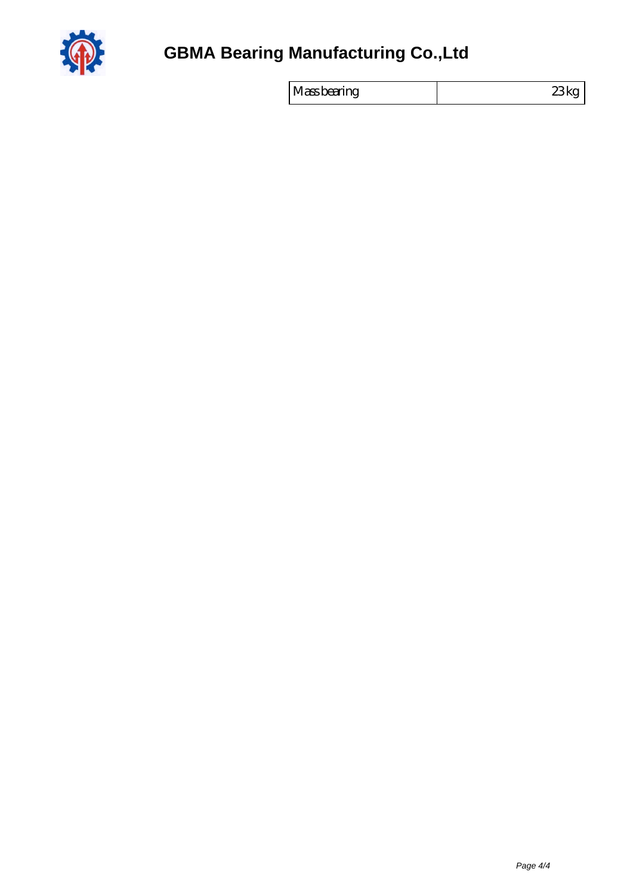| | |
|---|---|
| Mass bearing | 23 kg |